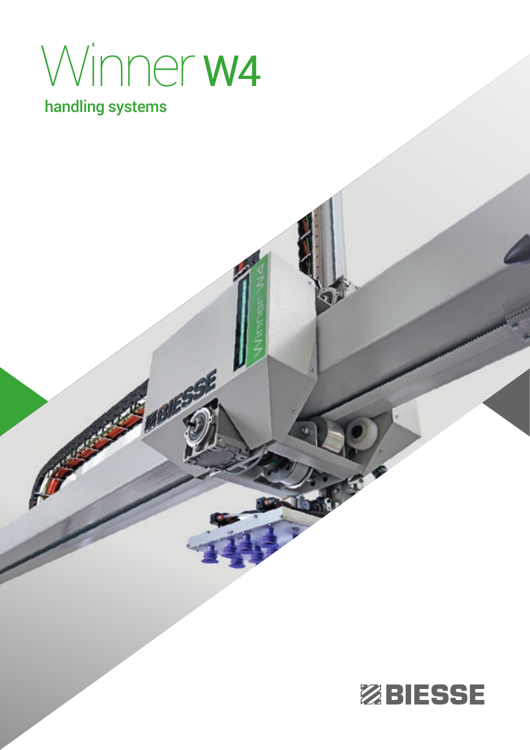# Winner W4

## handling systems

BIESSE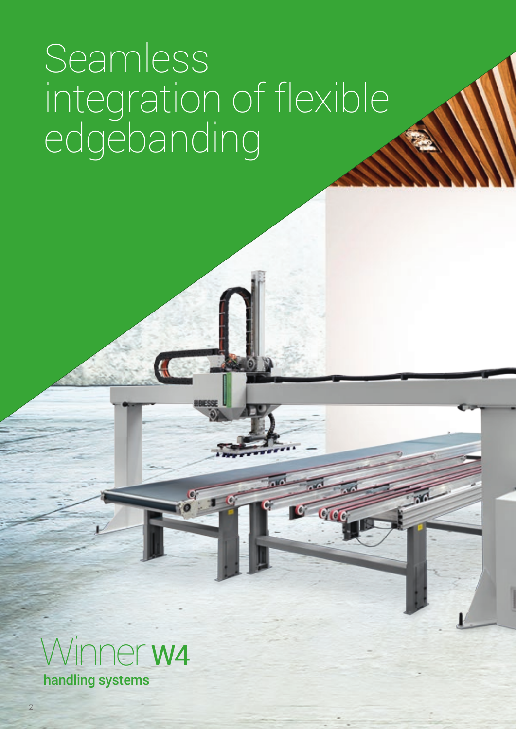# Seamless integration of flexible edgebanding

## Winner W4

**handling systems**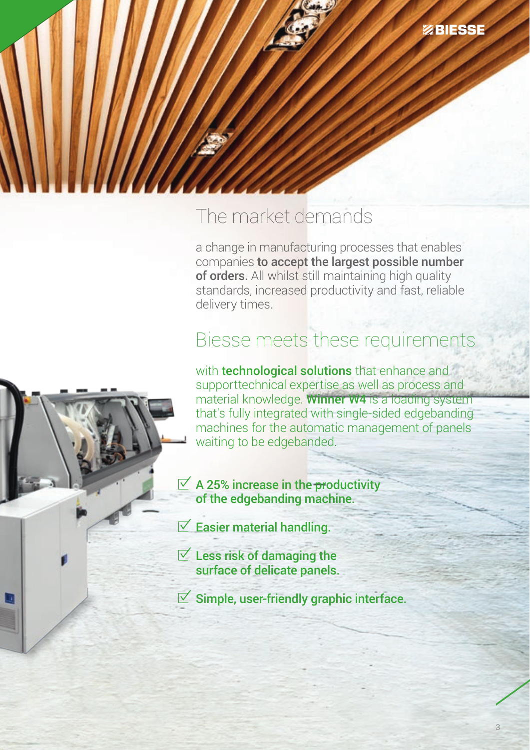## The market demands

a change in manufacturing processes that enables companies **to accept the largest possible number of orders.** All whilst still maintaining high quality standards, increased productivity and fast, reliable delivery times.

## Biesse meets these requirements

with **technological solutions** that enhance and supporttechnical expertise as well as process and material knowledge. **Winner W4** is a loading system that's fully integrated with single-sided edgebanding machines for the automatic management of panels waiting to be edgebanded.

- **A 25% increase in the productivity of the edgebanding machine.**
- **Easier material handling.**
- **Less risk of damaging the surface of delicate panels.**
- **Simple, user-friendly graphic interface.**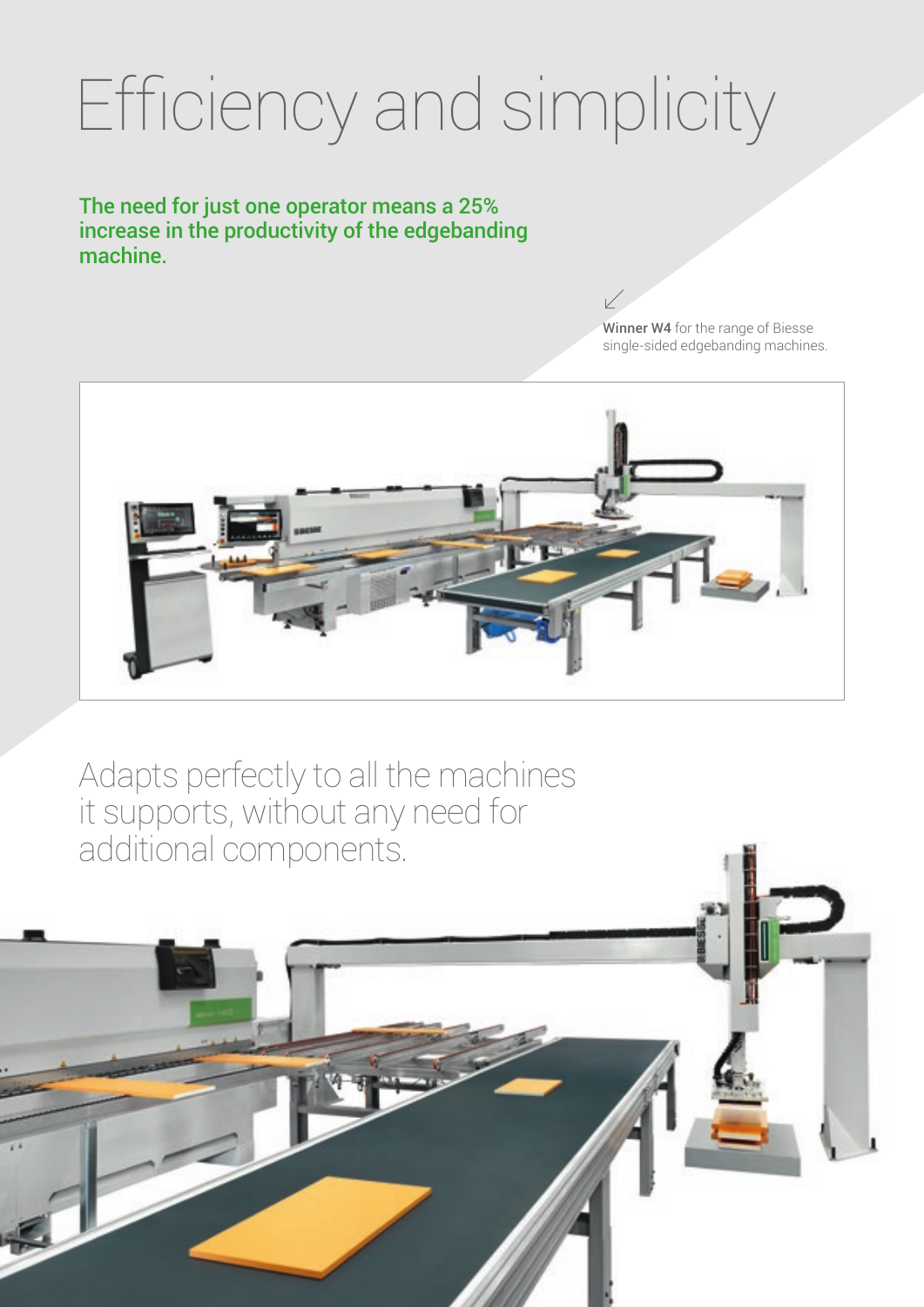# Efficiency and simplicity

**The need for just one operator means a 25% increase in the productivity of the edgebanding machine.**

**Winner W4** for the range of Biesse single-sided edgebanding machines.

Adapts perfectly to all the machines it supports, without any need for additional components.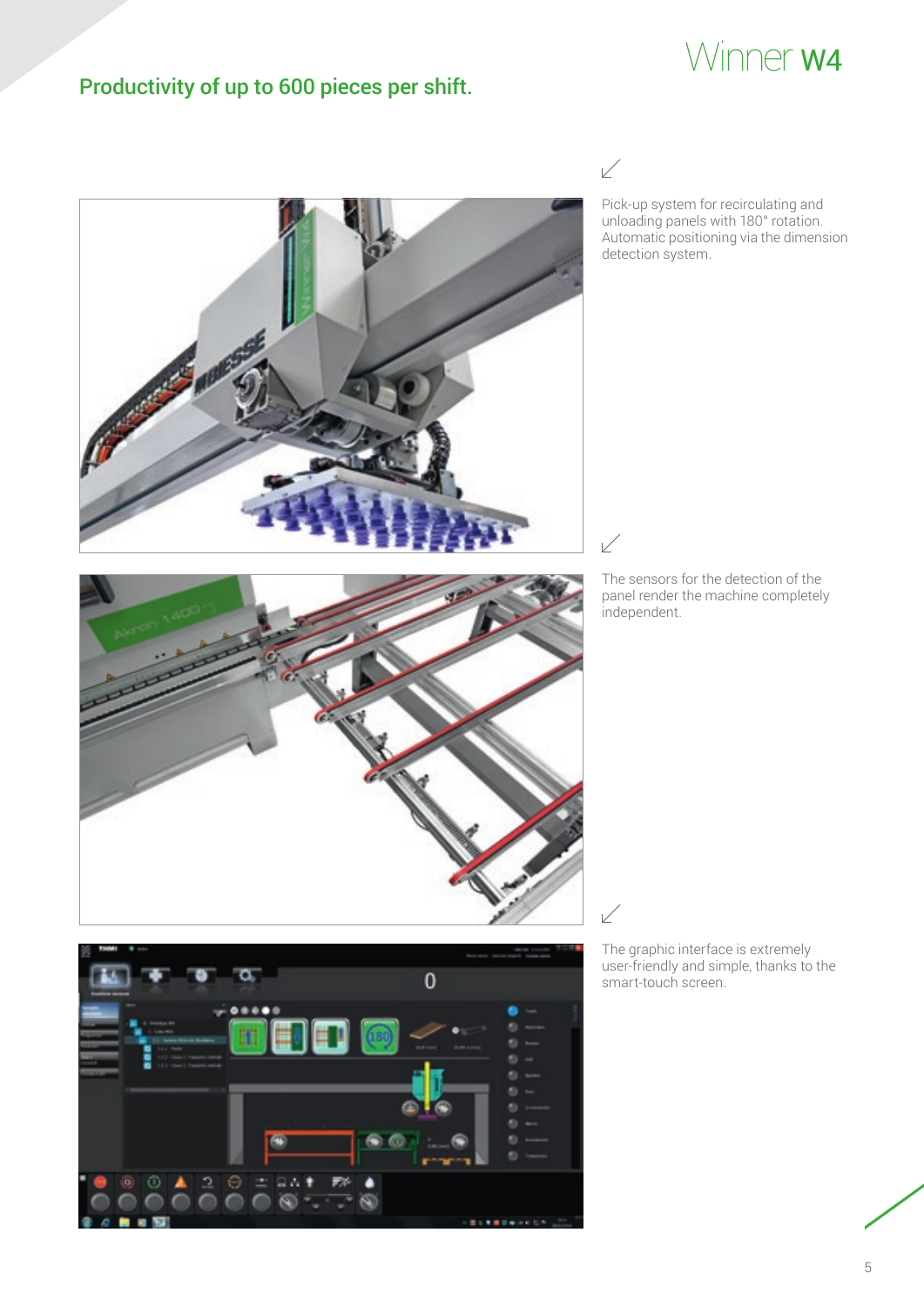## Productivity of up to 600 pieces per shift.

Pick-up system for recirculating and unloading panels with 180° rotation. Automatic positioning via the dimension detection system.

The sensors for the detection of the panel render the machine completely independent.

The graphic interface is extremely user-friendly and simple, thanks to the smart-touch screen.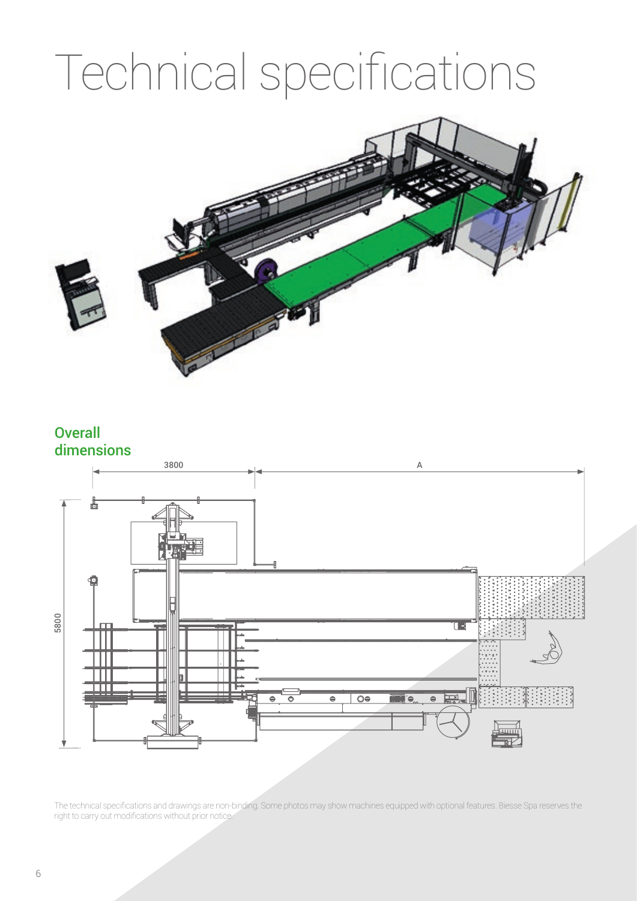# Technical specifications

## Overall dimensions

3800

A

5800

The technical specifications and drawings are non-binding. Some photos may show machines equipped with optional features. Biesse Spa reserves the right to carry out modifications without prior notice.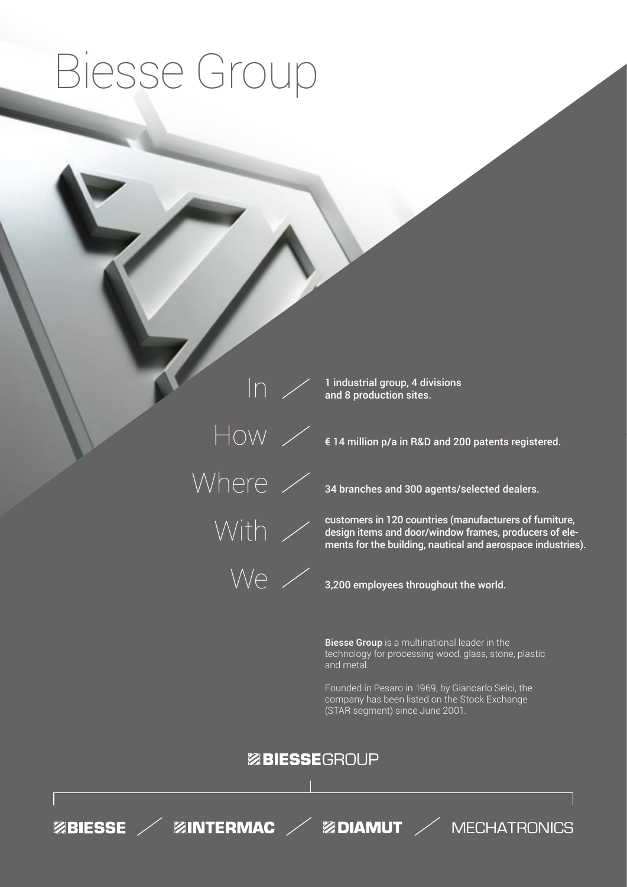# Biesse Group

In / 1 industrial group, 4 divisions and 8 production sites.

How / € 14 million p/a in R&D and 200 patents registered.

Where / 34 branches and 300 agents/selected dealers.

With / customers in 120 countries (manufacturers of furniture, design items and door/window frames, producers of elements for the building, nautical and aerospace industries).

We / 3,200 employees throughout the world.

**Biesse Group** is a multinational leader in the technology for processing wood, glass, stone, plastic and metal.

Founded in Pesaro in 1969, by Giancarlo Selci, the company has been listed on the Stock Exchange (STAR segment) since June 2001.

**BIESSE**GROUP

**BIESSE** / **INTERMAC** / **DIAMUT** / MECHATRONICS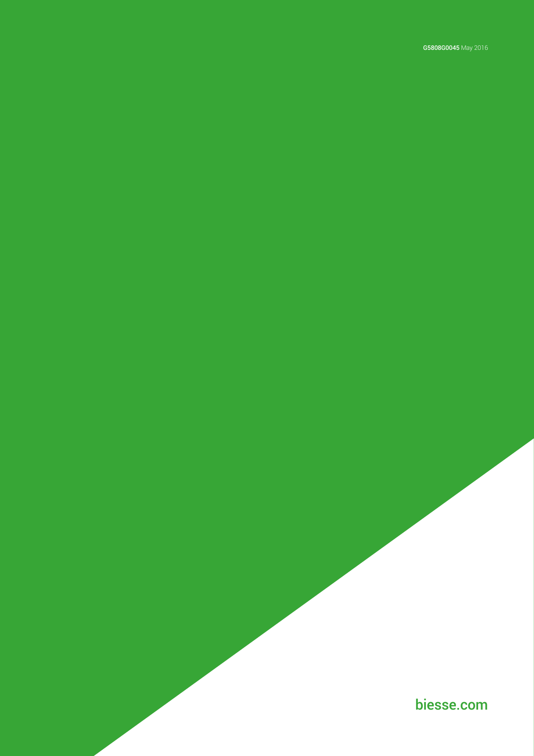**G5808G0045** May 2016

biesse.com